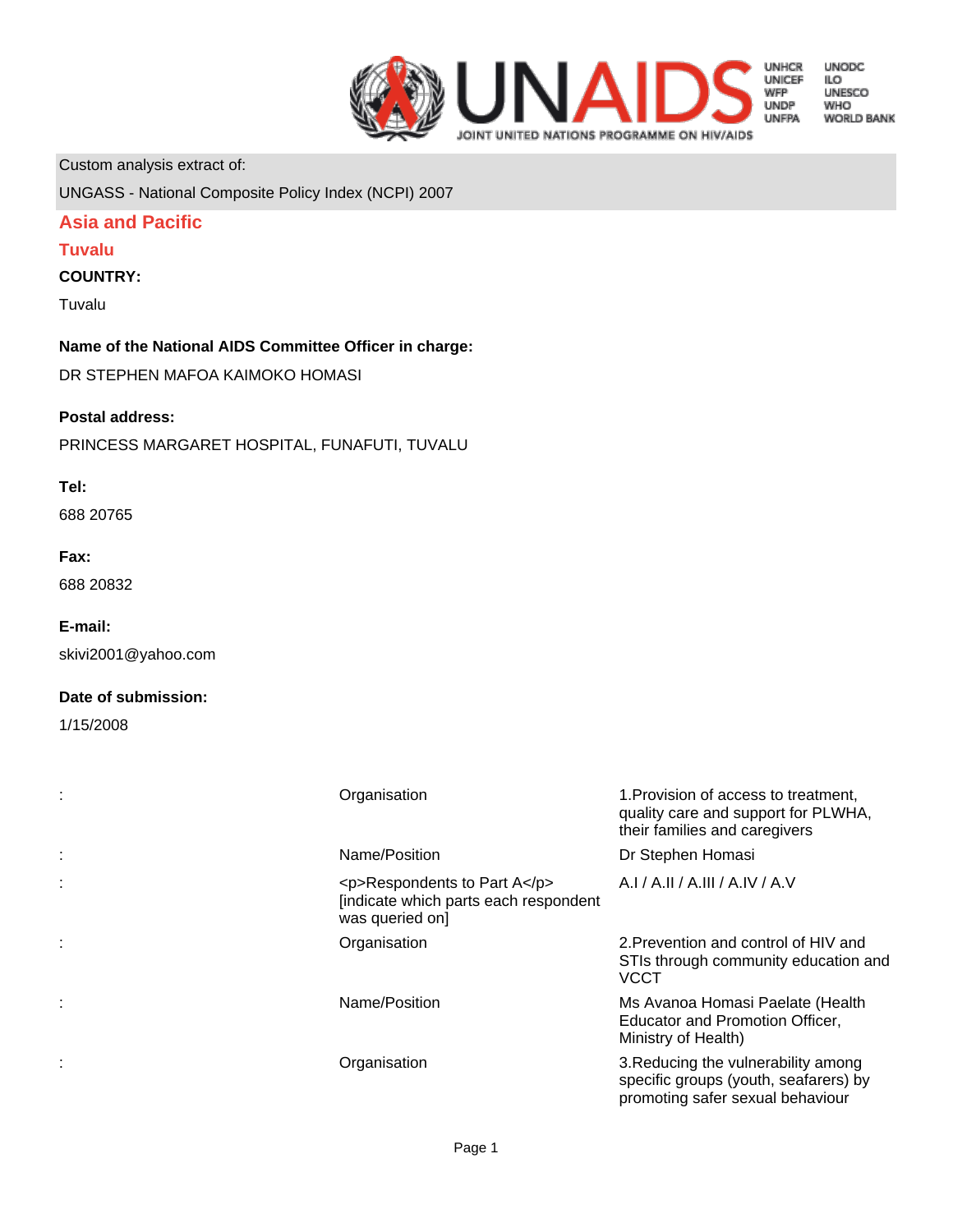Custom analysis extract of:

UNGASS - National Composite Policy Index (NCPI) 2007

## Asia and Pacific

### Tuvalu

**COUNTRY:**

Tuvalu

**Name of the National AIDS Committee Officer in charge:**

DR STEPHEN MAFOA KAIMOKO HOMASI

**Postal address:**

PRINCESS MARGARET HOSPITAL, FUNAFUTI, TUVALU

**Tel:**

688 20765

**Fax:**

688 20832

**E-mail:**

skivi2001@yahoo.com

**Date of submission:**

1/15/2008

| | | |
|---|---|---|
| : | Organisation | 1.Provision of access to treatment, quality care and support for PLWHA, their families and caregivers |
| : | Name/Position | Dr Stephen Homasi |
| : | <p>Respondents to Part A</p> [indicate which parts each respondent was queried on] | A.I / A.II / A.III / A.IV / A.V |
| : | Organisation | 2.Prevention and control of HIV and STIs through community education and VCCT |
| : | Name/Position | Ms Avanoa Homasi Paelate (Health Educator and Promotion Officer, Ministry of Health) |
| : | Organisation | 3.Reducing the vulnerability among specific groups (youth, seafarers) by promoting safer sexual behaviour |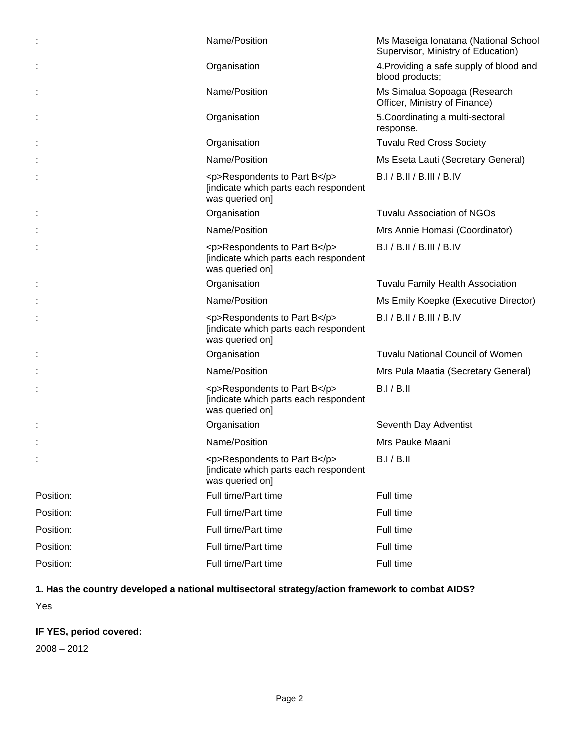| | | |
|---|---|---|
| : | Name/Position | Ms Maseiga Ionatana (National School Supervisor, Ministry of Education) |
| : | Organisation | 4.Providing a safe supply of blood and blood products; |
| : | Name/Position | Ms Simalua Sopoaga (Research Officer, Ministry of Finance) |
| : | Organisation | 5.Coordinating a multi-sectoral response. |
| : | Organisation | Tuvalu Red Cross Society |
| : | Name/Position | Ms Eseta Lauti (Secretary General) |
| : | <p>Respondents to Part B</p> [indicate which parts each respondent was queried on] | B.I / B.II / B.III / B.IV |
| : | Organisation | Tuvalu Association of NGOs |
| : | Name/Position | Mrs Annie Homasi (Coordinator) |
| : | <p>Respondents to Part B</p> [indicate which parts each respondent was queried on] | B.I / B.II / B.III / B.IV |
| : | Organisation | Tuvalu Family Health Association |
| : | Name/Position | Ms Emily Koepke (Executive Director) |
| : | <p>Respondents to Part B</p> [indicate which parts each respondent was queried on] | B.I / B.II / B.III / B.IV |
| : | Organisation | Tuvalu National Council of Women |
| : | Name/Position | Mrs Pula Maatia (Secretary General) |
| : | <p>Respondents to Part B</p> [indicate which parts each respondent was queried on] | B.I / B.II |
| : | Organisation | Seventh Day Adventist |
| : | Name/Position | Mrs Pauke Maani |
| : | <p>Respondents to Part B</p> [indicate which parts each respondent was queried on] | B.I / B.II |
| Position: | Full time/Part time | Full time |
| Position: | Full time/Part time | Full time |
| Position: | Full time/Part time | Full time |
| Position: | Full time/Part time | Full time |
| Position: | Full time/Part time | Full time |

**1. Has the country developed a national multisectoral strategy/action framework to combat AIDS?**

Yes

**IF YES, period covered:**

2008 – 2012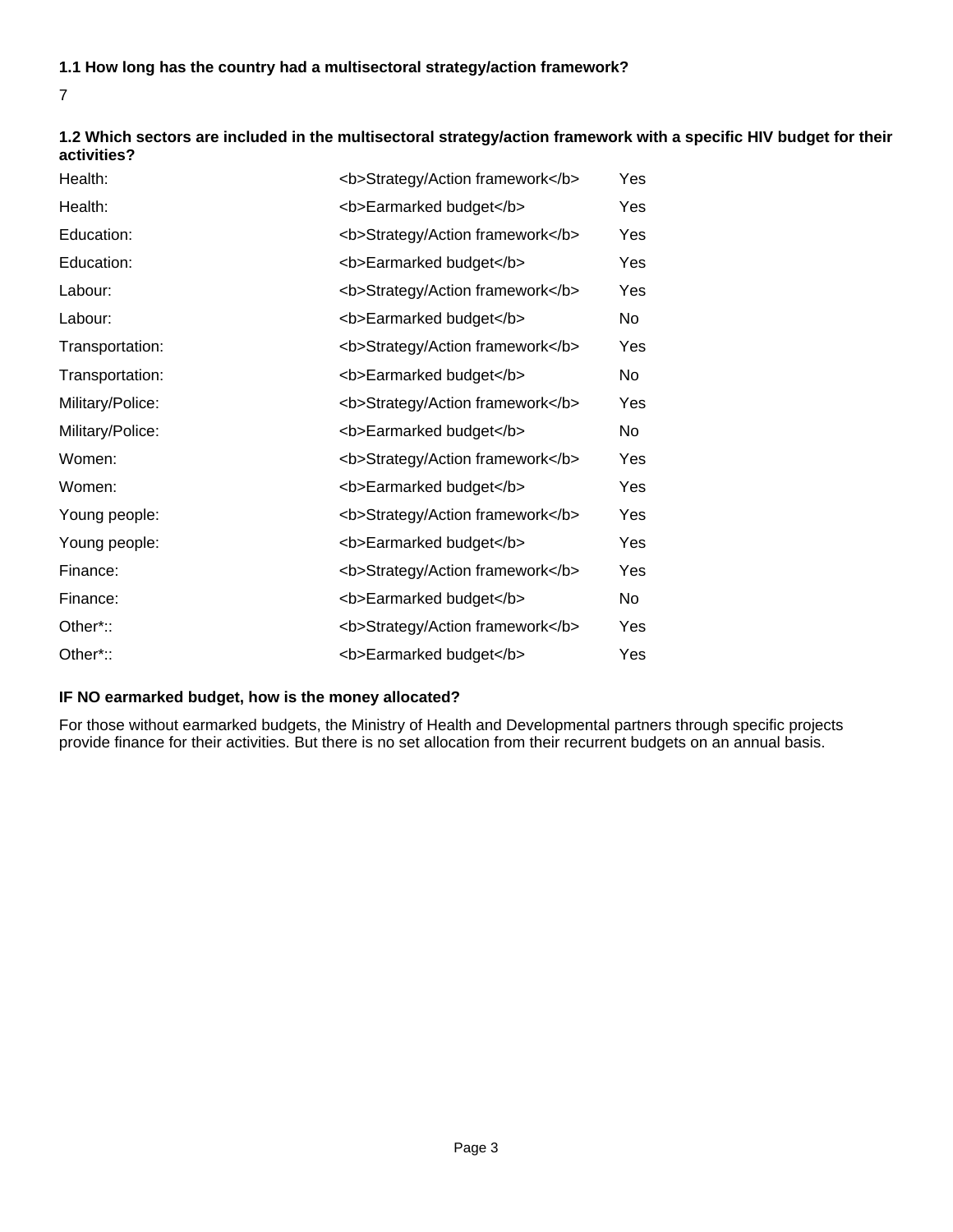**1.1 How long has the country had a multisectoral strategy/action framework?**

7

**1.2 Which sectors are included in the multisectoral strategy/action framework with a specific HIV budget for their activities?**

| | | |
|---|---|---|
| Health: | <b>Strategy/Action framework</b> | Yes |
| Health: | <b>Earmarked budget</b> | Yes |
| Education: | <b>Strategy/Action framework</b> | Yes |
| Education: | <b>Earmarked budget</b> | Yes |
| Labour: | <b>Strategy/Action framework</b> | Yes |
| Labour: | <b>Earmarked budget</b> | No |
| Transportation: | <b>Strategy/Action framework</b> | Yes |
| Transportation: | <b>Earmarked budget</b> | No |
| Military/Police: | <b>Strategy/Action framework</b> | Yes |
| Military/Police: | <b>Earmarked budget</b> | No |
| Women: | <b>Strategy/Action framework</b> | Yes |
| Women: | <b>Earmarked budget</b> | Yes |
| Young people: | <b>Strategy/Action framework</b> | Yes |
| Young people: | <b>Earmarked budget</b> | Yes |
| Finance: | <b>Strategy/Action framework</b> | Yes |
| Finance: | <b>Earmarked budget</b> | No |
| Other*:: | <b>Strategy/Action framework</b> | Yes |
| Other*:: | <b>Earmarked budget</b> | Yes |

**IF NO earmarked budget, how is the money allocated?**

For those without earmarked budgets, the Ministry of Health and Developmental partners through specific projects provide finance for their activities. But there is no set allocation from their recurrent budgets on an annual basis.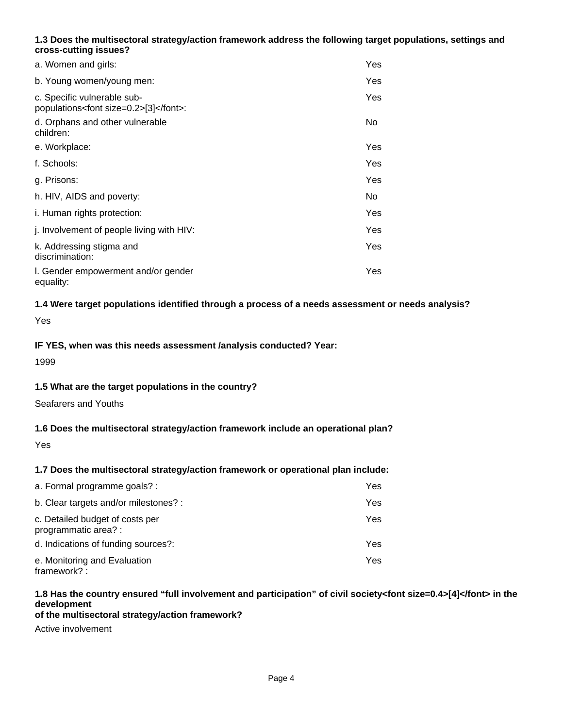**1.3 Does the multisectoral strategy/action framework address the following target populations, settings and cross-cutting issues?**

| | |
|---|---|
| a. Women and girls: | Yes |
| b. Young women/young men: | Yes |
| c. Specific vulnerable sub-populations[3]: | Yes |
| d. Orphans and other vulnerable children: | No |
| e. Workplace: | Yes |
| f. Schools: | Yes |
| g. Prisons: | Yes |
| h. HIV, AIDS and poverty: | No |
| i. Human rights protection: | Yes |
| j. Involvement of people living with HIV: | Yes |
| k. Addressing stigma and discrimination: | Yes |
| l. Gender empowerment and/or gender equality: | Yes |

**1.4 Were target populations identified through a process of a needs assessment or needs analysis?**

Yes

**IF YES, when was this needs assessment /analysis conducted? Year:**

1999

**1.5 What are the target populations in the country?**

Seafarers and Youths

**1.6 Does the multisectoral strategy/action framework include an operational plan?**

Yes

**1.7 Does the multisectoral strategy/action framework or operational plan include:**

| | |
|---|---|
| a. Formal programme goals? : | Yes |
| b. Clear targets and/or milestones? : | Yes |
| c. Detailed budget of costs per programmatic area? : | Yes |
| d. Indications of funding sources?: | Yes |
| e. Monitoring and Evaluation framework? : | Yes |

**1.8 Has the country ensured "full involvement and participation" of civil society[4] in the development of the multisectoral strategy/action framework?**

Active involvement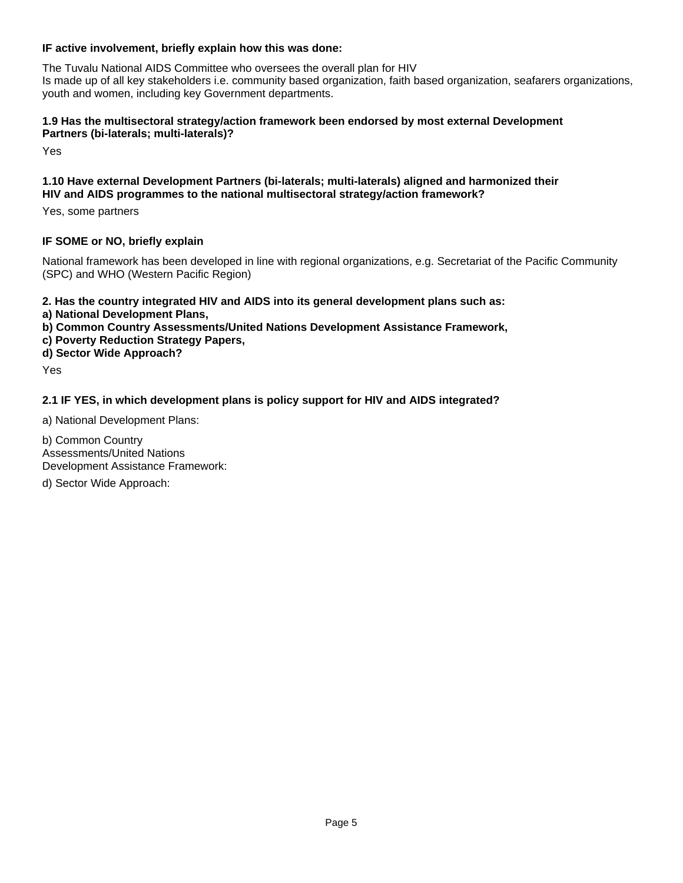**IF active involvement, briefly explain how this was done:**

The Tuvalu National AIDS Committee who oversees the overall plan for HIV
Is made up of all key stakeholders i.e. community based organization, faith based organization, seafarers organizations, youth and women, including key Government departments.

**1.9 Has the multisectoral strategy/action framework been endorsed by most external Development Partners (bi-laterals; multi-laterals)?**

Yes

**1.10 Have external Development Partners (bi-laterals; multi-laterals) aligned and harmonized their HIV and AIDS programmes to the national multisectoral strategy/action framework?**

Yes, some partners

**IF SOME or NO, briefly explain**

National framework has been developed in line with regional organizations, e.g. Secretariat of the Pacific Community (SPC) and WHO (Western Pacific Region)

**2. Has the country integrated HIV and AIDS into its general development plans such as:**
**a) National Development Plans,**
**b) Common Country Assessments/United Nations Development Assistance Framework,**
**c) Poverty Reduction Strategy Papers,**
**d) Sector Wide Approach?**

Yes

**2.1 IF YES, in which development plans is policy support for HIV and AIDS integrated?**

a) National Development Plans:

b) Common Country Assessments/United Nations Development Assistance Framework:

d) Sector Wide Approach: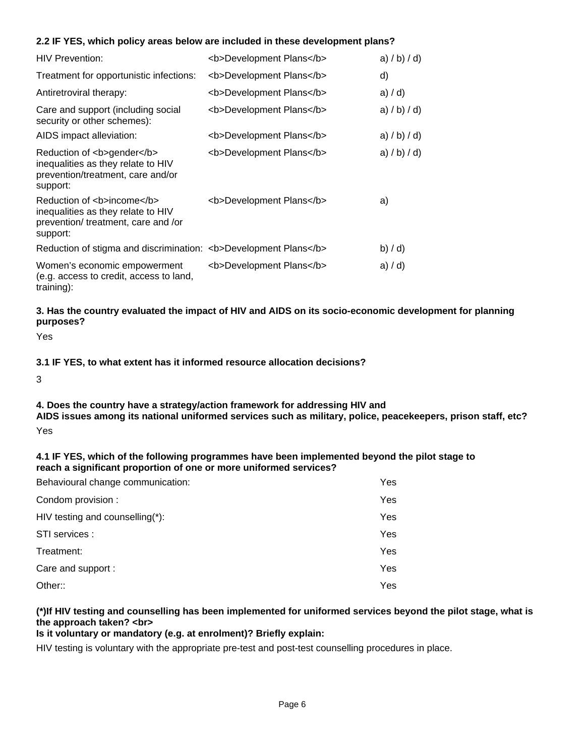**2.2 IF YES, which policy areas below are included in these development plans?**

| | | |
|---|---|---|
| HIV Prevention: | <b>Development Plans</b> | a) / b) / d) |
| Treatment for opportunistic infections: | <b>Development Plans</b> | d) |
| Antiretroviral therapy: | <b>Development Plans</b> | a) / d) |
| Care and support (including social security or other schemes): | <b>Development Plans</b> | a) / b) / d) |
| AIDS impact alleviation: | <b>Development Plans</b> | a) / b) / d) |
| Reduction of <b>gender</b> inequalities as they relate to HIV prevention/treatment, care and/or support: | <b>Development Plans</b> | a) / b) / d) |
| Reduction of <b>income</b> inequalities as they relate to HIV prevention/ treatment, care and /or support: | <b>Development Plans</b> | a) |
| Reduction of stigma and discrimination: | <b>Development Plans</b> | b) / d) |
| Women's economic empowerment (e.g. access to credit, access to land, training): | <b>Development Plans</b> | a) / d) |

**3. Has the country evaluated the impact of HIV and AIDS on its socio-economic development for planning purposes?**

Yes

**3.1 IF YES, to what extent has it informed resource allocation decisions?**

3

**4. Does the country have a strategy/action framework for addressing HIV and AIDS issues among its national uniformed services such as military, police, peacekeepers, prison staff, etc?**

Yes

**4.1 IF YES, which of the following programmes have been implemented beyond the pilot stage to reach a significant proportion of one or more uniformed services?**

| | |
|---|---|
| Behavioural change communication: | Yes |
| Condom provision : | Yes |
| HIV testing and counselling(*): | Yes |
| STI services : | Yes |
| Treatment: | Yes |
| Care and support : | Yes |
| Other:: | Yes |

**(*)If HIV testing and counselling has been implemented for uniformed services beyond the pilot stage, what is the approach taken? <br>
Is it voluntary or mandatory (e.g. at enrolment)? Briefly explain:**

HIV testing is voluntary with the appropriate pre-test and post-test counselling procedures in place.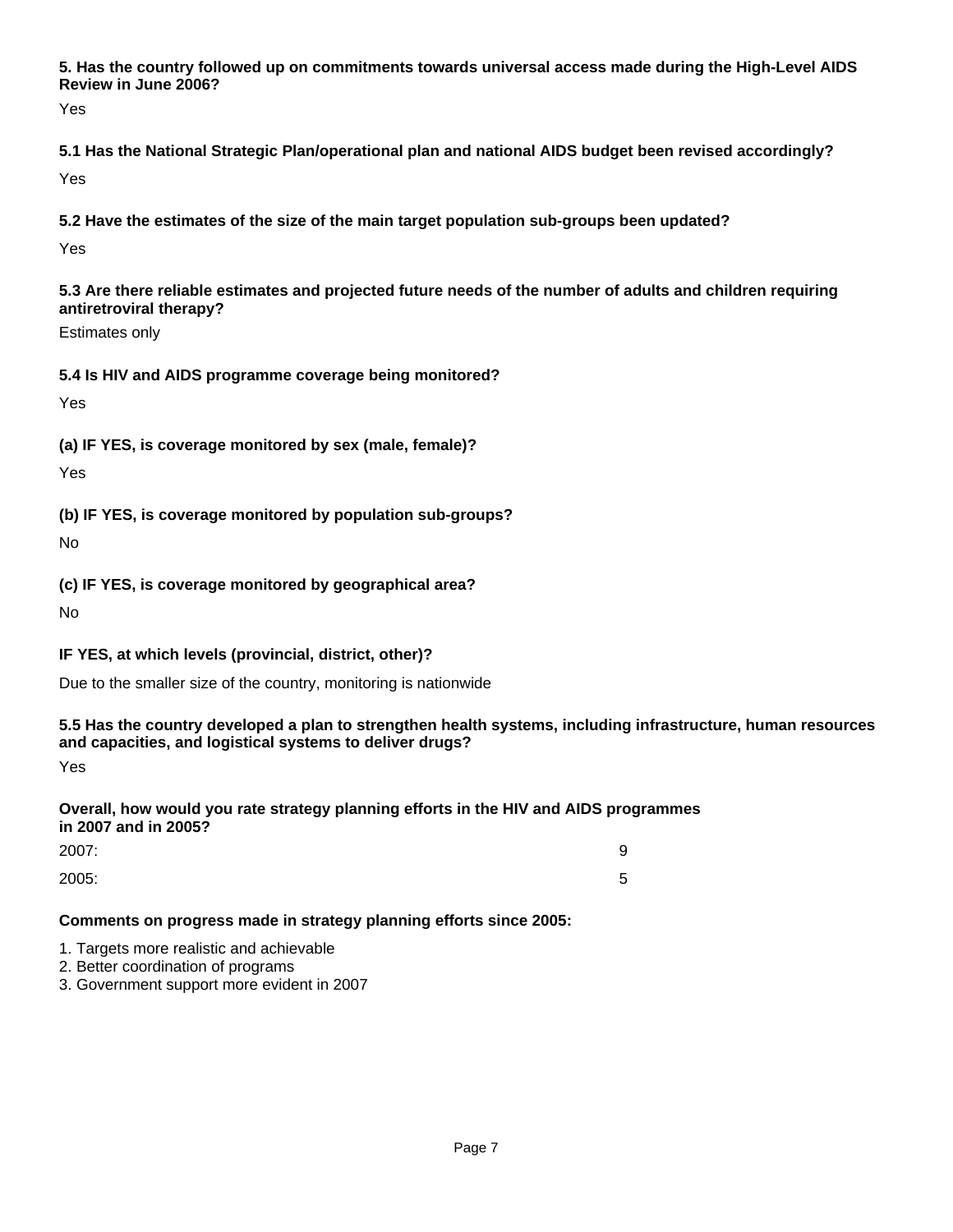**5. Has the country followed up on commitments towards universal access made during the High-Level AIDS Review in June 2006?**

Yes

**5.1 Has the National Strategic Plan/operational plan and national AIDS budget been revised accordingly?**

Yes

**5.2 Have the estimates of the size of the main target population sub-groups been updated?**

Yes

**5.3 Are there reliable estimates and projected future needs of the number of adults and children requiring antiretroviral therapy?**

Estimates only

**5.4 Is HIV and AIDS programme coverage being monitored?**

Yes

**(a) IF YES, is coverage monitored by sex (male, female)?**

Yes

**(b) IF YES, is coverage monitored by population sub-groups?**

No

**(c) IF YES, is coverage monitored by geographical area?**

No

**IF YES, at which levels (provincial, district, other)?**

Due to the smaller size of the country, monitoring is nationwide

**5.5 Has the country developed a plan to strengthen health systems, including infrastructure, human resources and capacities, and logistical systems to deliver drugs?**

Yes

**Overall, how would you rate strategy planning efforts in the HIV and AIDS programmes in 2007 and in 2005?**

| | |
|---|---|
| 2007: | 9 |
| 2005: | 5 |

**Comments on progress made in strategy planning efforts since 2005:**

1. Targets more realistic and achievable
2. Better coordination of programs
3. Government support more evident in 2007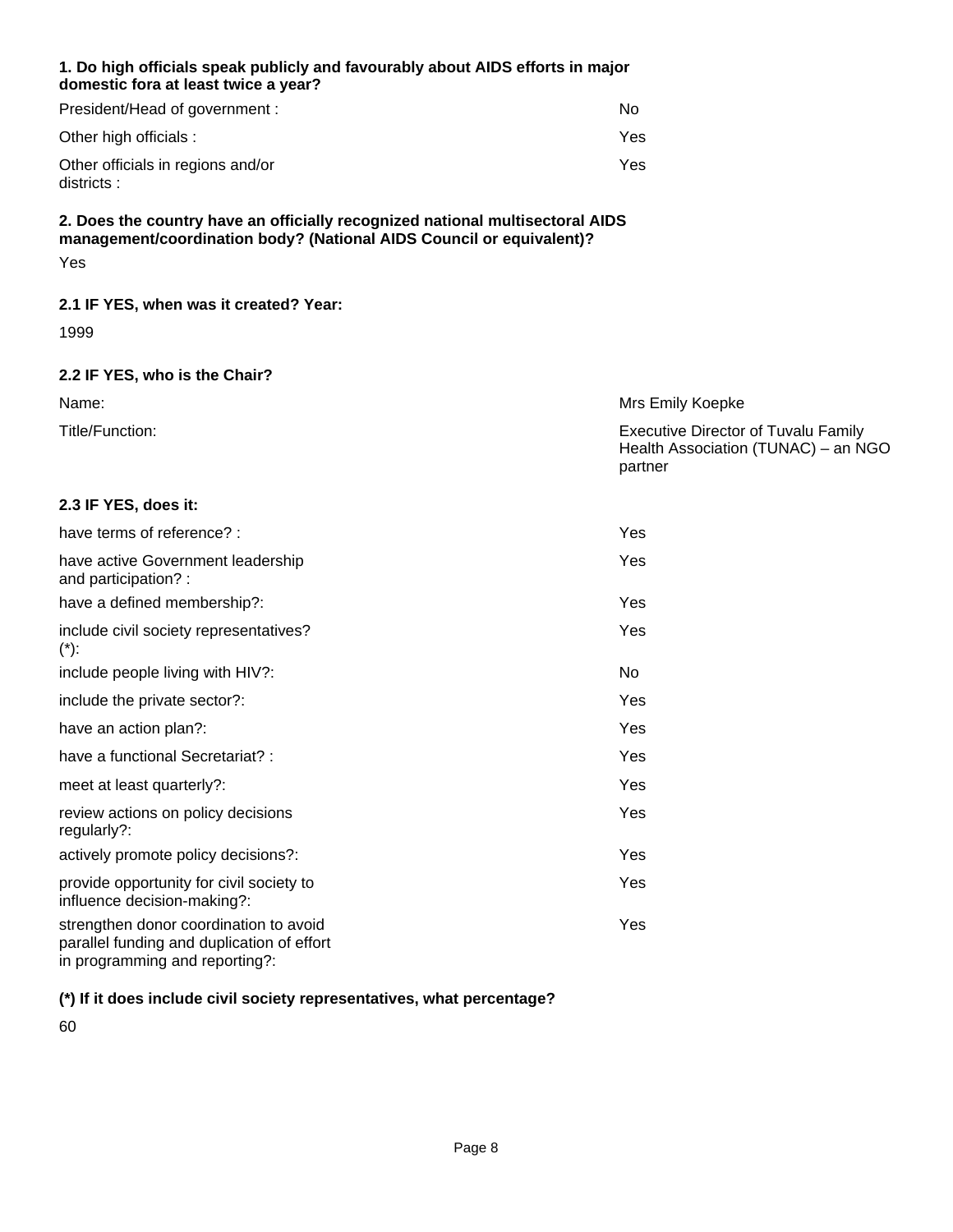**1. Do high officials speak publicly and favourably about AIDS efforts in major domestic fora at least twice a year?**

| | |
|---|---|
| President/Head of government : | No |
| Other high officials : | Yes |
| Other officials in regions and/or districts : | Yes |

**2. Does the country have an officially recognized national multisectoral AIDS management/coordination body? (National AIDS Council or equivalent)?**

Yes

**2.1 IF YES, when was it created? Year:**

1999

**2.2 IF YES, who is the Chair?**

| | |
|---|---|
| Name: | Mrs Emily Koepke |
| Title/Function: | Executive Director of Tuvalu Family Health Association (TUNAC) – an NGO partner |

**2.3 IF YES, does it:**

| | |
|---|---|
| have terms of reference? : | Yes |
| have active Government leadership and participation? : | Yes |
| have a defined membership?: | Yes |
| include civil society representatives? (*): | Yes |
| include people living with HIV?: | No |
| include the private sector?: | Yes |
| have an action plan?: | Yes |
| have a functional Secretariat? : | Yes |
| meet at least quarterly?: | Yes |
| review actions on policy decisions regularly?: | Yes |
| actively promote policy decisions?: | Yes |
| provide opportunity for civil society to influence decision-making?: | Yes |
| strengthen donor coordination to avoid parallel funding and duplication of effort in programming and reporting?: | Yes |

**(*) If it does include civil society representatives, what percentage?**

60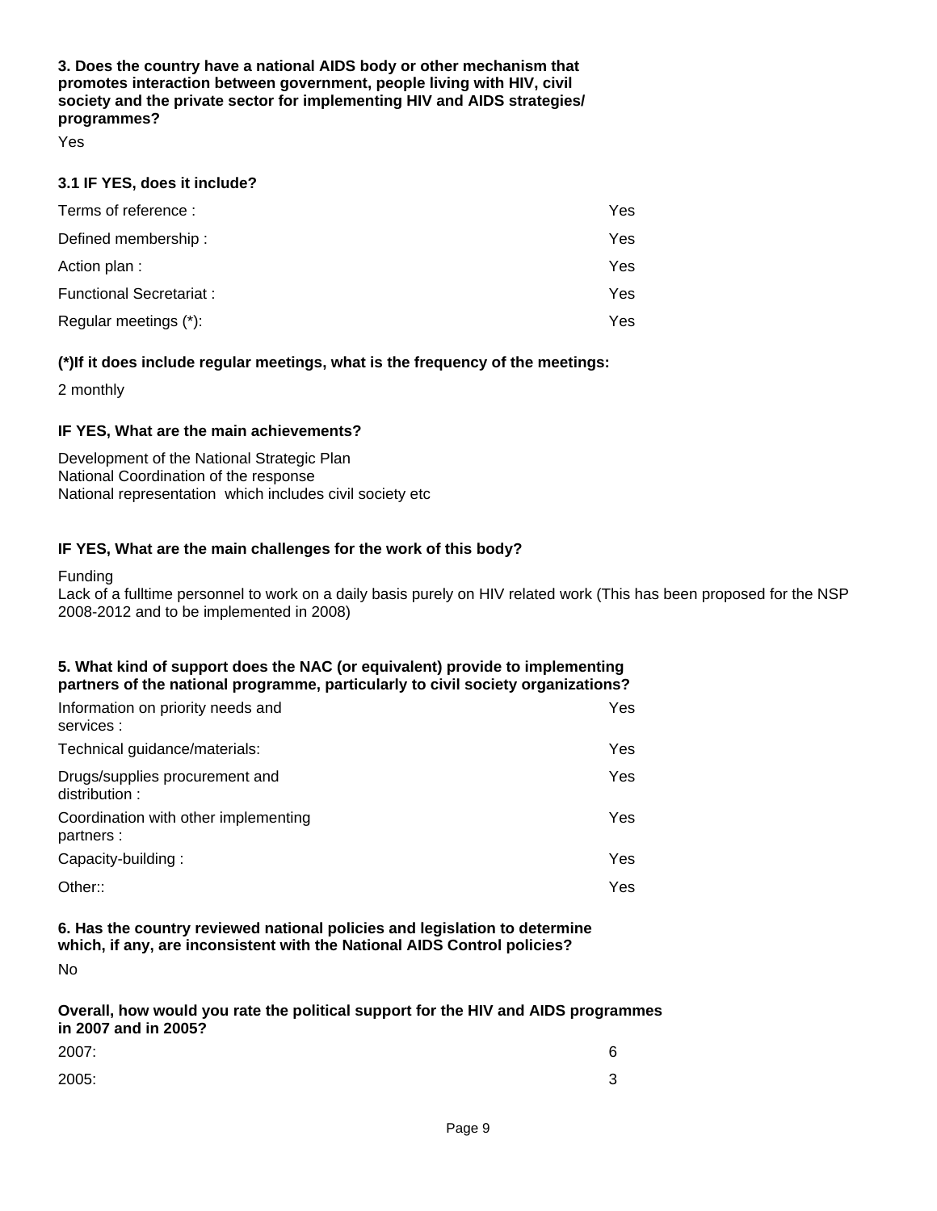**3. Does the country have a national AIDS body or other mechanism that promotes interaction between government, people living with HIV, civil society and the private sector for implementing HIV and AIDS strategies/ programmes?**

Yes

**3.1 IF YES, does it include?**

| | |
|---|---|
| Terms of reference : | Yes |
| Defined membership : | Yes |
| Action plan : | Yes |
| Functional Secretariat : | Yes |
| Regular meetings (*): | Yes |

**(*)If it does include regular meetings, what is the frequency of the meetings:**

2 monthly

**IF YES, What are the main achievements?**

Development of the National Strategic Plan
National Coordination of the response
National representation which includes civil society etc

**IF YES, What are the main challenges for the work of this body?**

Funding
Lack of a fulltime personnel to work on a daily basis purely on HIV related work (This has been proposed for the NSP 2008-2012 and to be implemented in 2008)

**5. What kind of support does the NAC (or equivalent) provide to implementing partners of the national programme, particularly to civil society organizations?**

| | |
|---|---|
| Information on priority needs and services : | Yes |
| Technical guidance/materials: | Yes |
| Drugs/supplies procurement and distribution : | Yes |
| Coordination with other implementing partners : | Yes |
| Capacity-building : | Yes |
| Other:: | Yes |

**6. Has the country reviewed national policies and legislation to determine which, if any, are inconsistent with the National AIDS Control policies?**

No

**Overall, how would you rate the political support for the HIV and AIDS programmes in 2007 and in 2005?**

| | |
|---|---|
| 2007: | 6 |
| 2005: | 3 |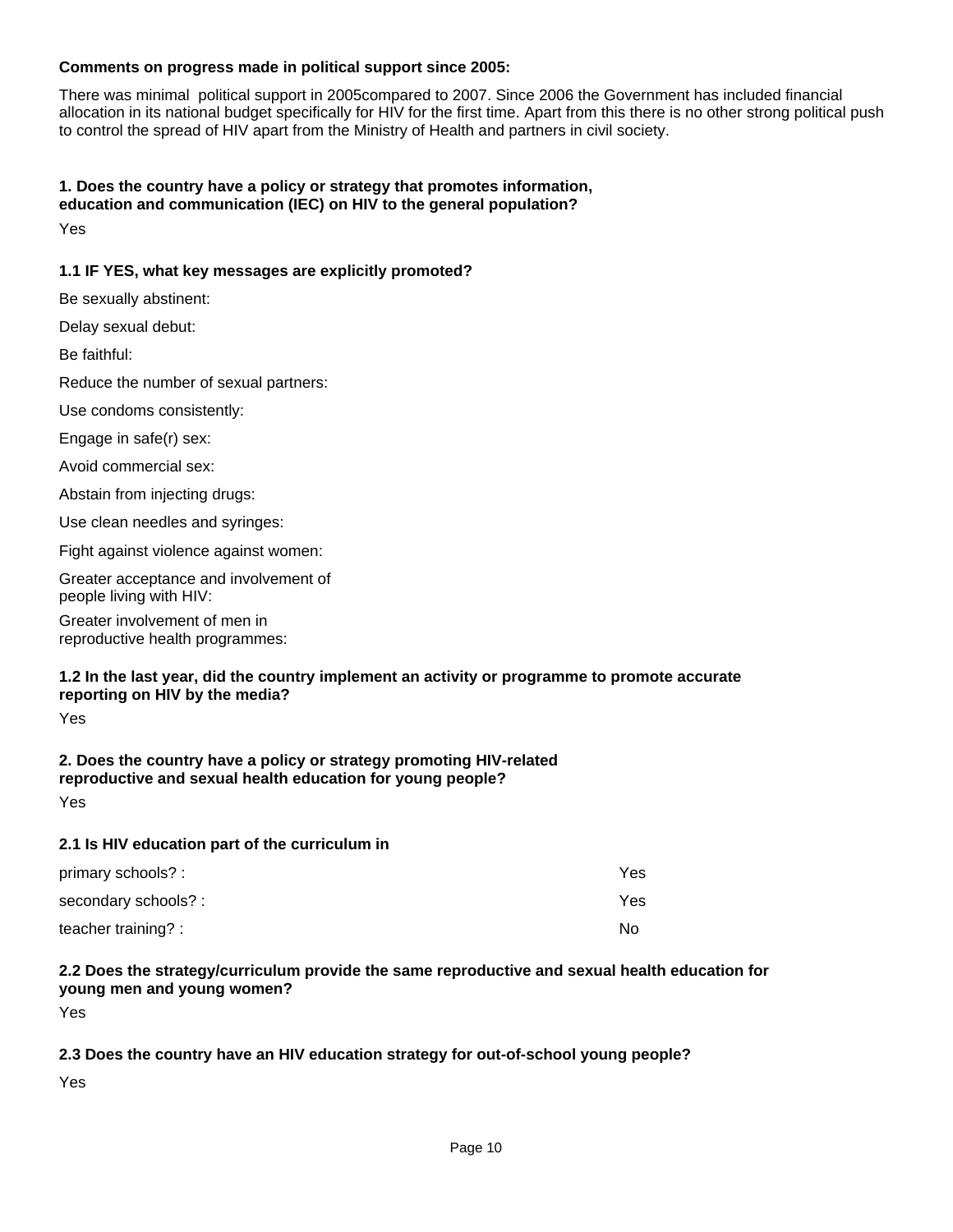**Comments on progress made in political support since 2005:**

There was minimal  political support in 2005compared to 2007. Since 2006 the Government has included financial allocation in its national budget specifically for HIV for the first time. Apart from this there is no other strong political push to control the spread of HIV apart from the Ministry of Health and partners in civil society.

**1. Does the country have a policy or strategy that promotes information, education and communication (IEC) on HIV to the general population?**

Yes

**1.1 IF YES, what key messages are explicitly promoted?**

Be sexually abstinent:

Delay sexual debut:

Be faithful:

Reduce the number of sexual partners:

Use condoms consistently:

Engage in safe(r) sex:

Avoid commercial sex:

Abstain from injecting drugs:

Use clean needles and syringes:

Fight against violence against women:

Greater acceptance and involvement of people living with HIV:

Greater involvement of men in reproductive health programmes:

**1.2 In the last year, did the country implement an activity or programme to promote accurate reporting on HIV by the media?**

Yes

**2. Does the country have a policy or strategy promoting HIV-related reproductive and sexual health education for young people?**

Yes

**2.1 Is HIV education part of the curriculum in**

| | |
|---|---|
| primary schools? : | Yes |
| secondary schools? : | Yes |
| teacher training? : | No |

**2.2 Does the strategy/curriculum provide the same reproductive and sexual health education for young men and young women?**

Yes

**2.3 Does the country have an HIV education strategy for out-of-school young people?**

Yes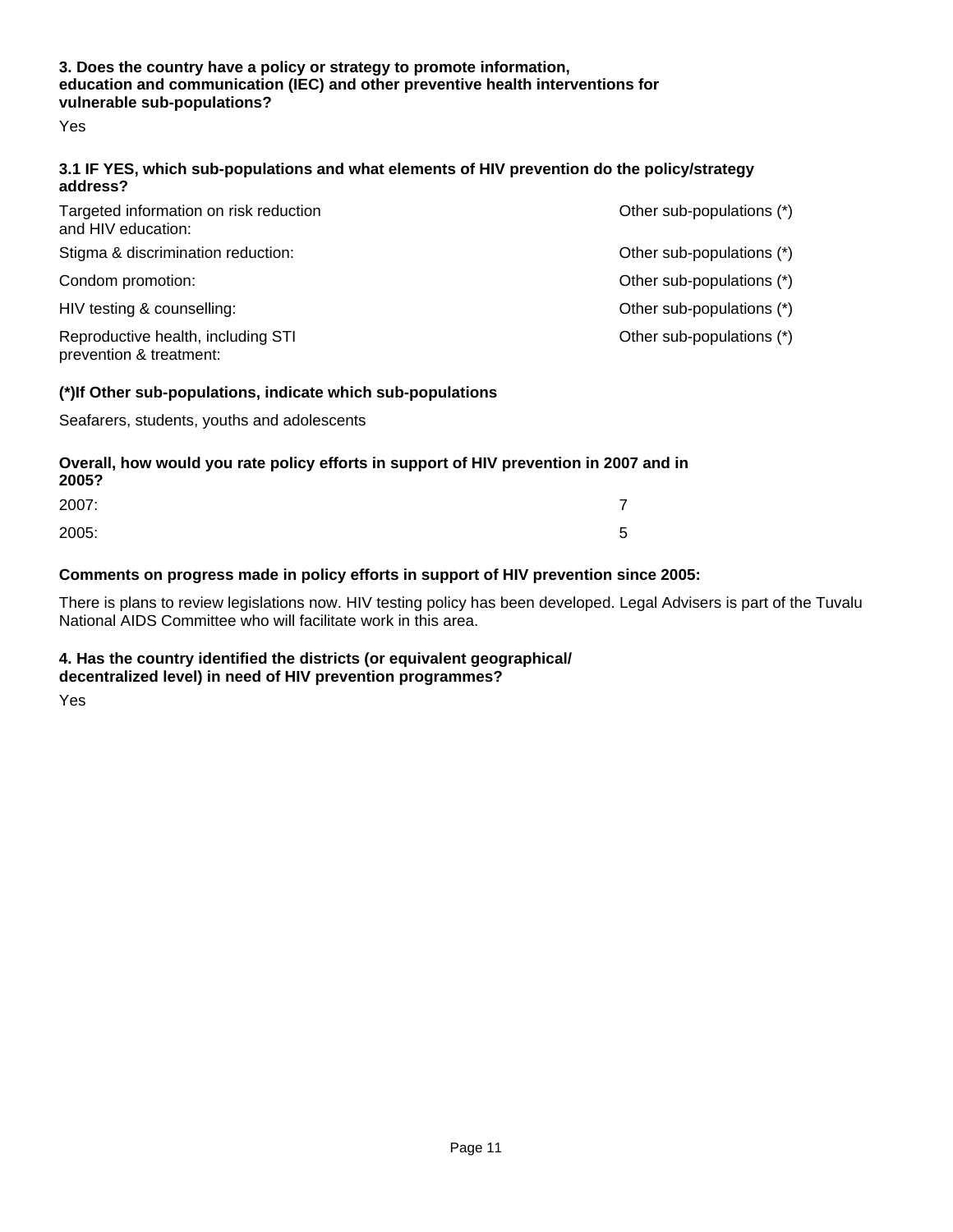**3. Does the country have a policy or strategy to promote information, education and communication (IEC) and other preventive health interventions for vulnerable sub-populations?**

Yes

**3.1 IF YES, which sub-populations and what elements of HIV prevention do the policy/strategy address?**

| | |
|---|---|
| Targeted information on risk reduction and HIV education: | Other sub-populations (*) |
| Stigma & discrimination reduction: | Other sub-populations (*) |
| Condom promotion: | Other sub-populations (*) |
| HIV testing & counselling: | Other sub-populations (*) |
| Reproductive health, including STI prevention & treatment: | Other sub-populations (*) |

**(*)If Other sub-populations, indicate which sub-populations**

Seafarers, students, youths and adolescents

**Overall, how would you rate policy efforts in support of HIV prevention in 2007 and in 2005?**

| | |
|---|---|
| 2007: | 7 |
| 2005: | 5 |

**Comments on progress made in policy efforts in support of HIV prevention since 2005:**

There is plans to review legislations now. HIV testing policy has been developed. Legal Advisers is part of the Tuvalu National AIDS Committee who will facilitate work in this area.

**4. Has the country identified the districts (or equivalent geographical/ decentralized level) in need of HIV prevention programmes?**

Yes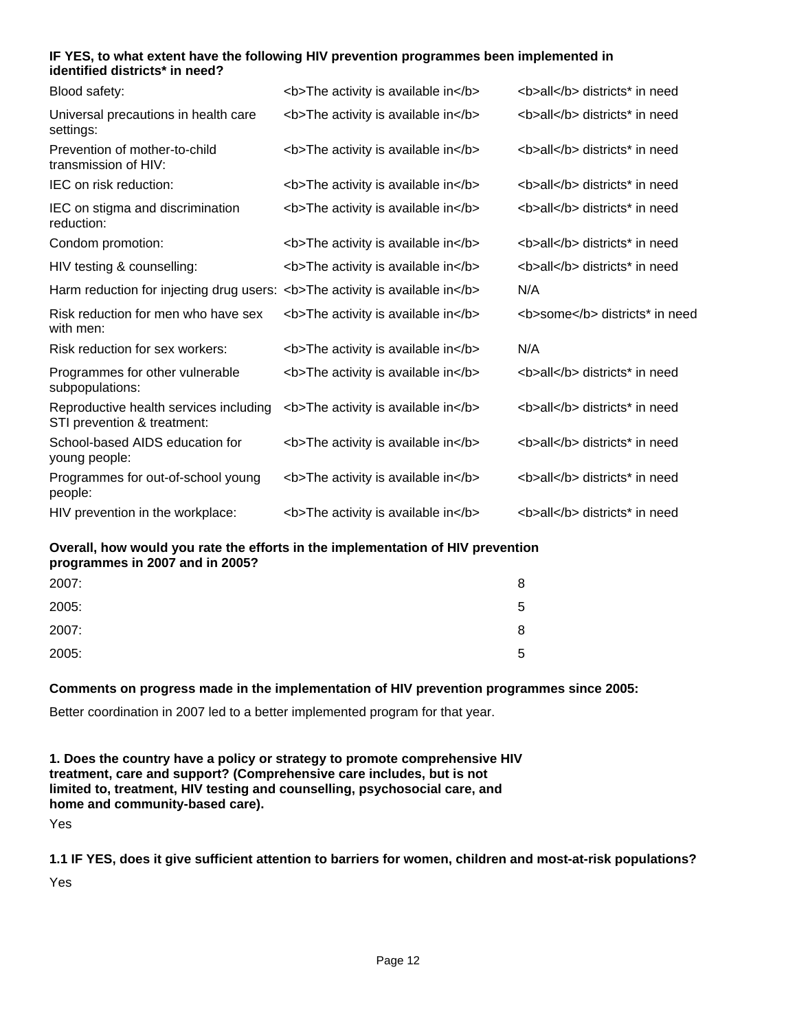**IF YES, to what extent have the following HIV prevention programmes been implemented in identified districts* in need?**

| | | |
|---|---|---|
| Blood safety: | <b>The activity is available in</b> | <b>all</b> districts* in need |
| Universal precautions in health care settings: | <b>The activity is available in</b> | <b>all</b> districts* in need |
| Prevention of mother-to-child transmission of HIV: | <b>The activity is available in</b> | <b>all</b> districts* in need |
| IEC on risk reduction: | <b>The activity is available in</b> | <b>all</b> districts* in need |
| IEC on stigma and discrimination reduction: | <b>The activity is available in</b> | <b>all</b> districts* in need |
| Condom promotion: | <b>The activity is available in</b> | <b>all</b> districts* in need |
| HIV testing & counselling: | <b>The activity is available in</b> | <b>all</b> districts* in need |
| Harm reduction for injecting drug users: | <b>The activity is available in</b> | N/A |
| Risk reduction for men who have sex with men: | <b>The activity is available in</b> | <b>some</b> districts* in need |
| Risk reduction for sex workers: | <b>The activity is available in</b> | N/A |
| Programmes for other vulnerable subpopulations: | <b>The activity is available in</b> | <b>all</b> districts* in need |
| Reproductive health services including STI prevention & treatment: | <b>The activity is available in</b> | <b>all</b> districts* in need |
| School-based AIDS education for young people: | <b>The activity is available in</b> | <b>all</b> districts* in need |
| Programmes for out-of-school young people: | <b>The activity is available in</b> | <b>all</b> districts* in need |
| HIV prevention in the workplace: | <b>The activity is available in</b> | <b>all</b> districts* in need |

**Overall, how would you rate the efforts in the implementation of HIV prevention programmes in 2007 and in 2005?**

| | |
|---|---|
| 2007: | 8 |
| 2005: | 5 |
| 2007: | 8 |
| 2005: | 5 |

**Comments on progress made in the implementation of HIV prevention programmes since 2005:**

Better coordination in 2007 led to a better implemented program for that year.

**1. Does the country have a policy or strategy to promote comprehensive HIV treatment, care and support? (Comprehensive care includes, but is not limited to, treatment, HIV testing and counselling, psychosocial care, and home and community-based care).**

Yes

**1.1 IF YES, does it give sufficient attention to barriers for women, children and most-at-risk populations?**

Yes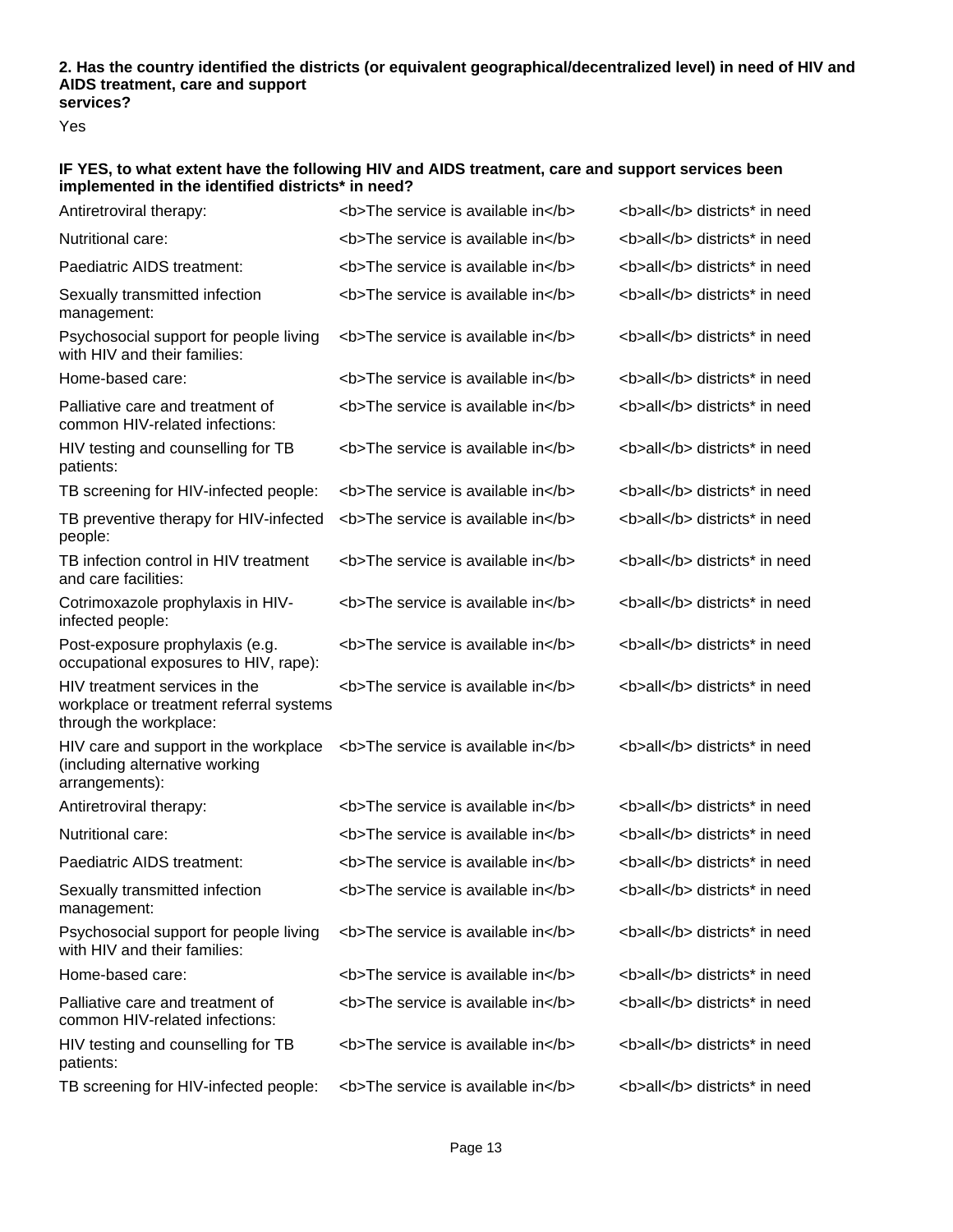**2. Has the country identified the districts (or equivalent geographical/decentralized level) in need of HIV and AIDS treatment, care and support services?**

Yes

**IF YES, to what extent have the following HIV and AIDS treatment, care and support services been implemented in the identified districts* in need?**

| | | |
|---|---|---|
| Antiretroviral therapy: | <b>The service is available in</b> | <b>all</b> districts* in need |
| Nutritional care: | <b>The service is available in</b> | <b>all</b> districts* in need |
| Paediatric AIDS treatment: | <b>The service is available in</b> | <b>all</b> districts* in need |
| Sexually transmitted infection management: | <b>The service is available in</b> | <b>all</b> districts* in need |
| Psychosocial support for people living with HIV and their families: | <b>The service is available in</b> | <b>all</b> districts* in need |
| Home-based care: | <b>The service is available in</b> | <b>all</b> districts* in need |
| Palliative care and treatment of common HIV-related infections: | <b>The service is available in</b> | <b>all</b> districts* in need |
| HIV testing and counselling for TB patients: | <b>The service is available in</b> | <b>all</b> districts* in need |
| TB screening for HIV-infected people: | <b>The service is available in</b> | <b>all</b> districts* in need |
| TB preventive therapy for HIV-infected people: | <b>The service is available in</b> | <b>all</b> districts* in need |
| TB infection control in HIV treatment and care facilities: | <b>The service is available in</b> | <b>all</b> districts* in need |
| Cotrimoxazole prophylaxis in HIV-infected people: | <b>The service is available in</b> | <b>all</b> districts* in need |
| Post-exposure prophylaxis (e.g. occupational exposures to HIV, rape): | <b>The service is available in</b> | <b>all</b> districts* in need |
| HIV treatment services in the workplace or treatment referral systems through the workplace: | <b>The service is available in</b> | <b>all</b> districts* in need |
| HIV care and support in the workplace (including alternative working arrangements): | <b>The service is available in</b> | <b>all</b> districts* in need |
| Antiretroviral therapy: | <b>The service is available in</b> | <b>all</b> districts* in need |
| Nutritional care: | <b>The service is available in</b> | <b>all</b> districts* in need |
| Paediatric AIDS treatment: | <b>The service is available in</b> | <b>all</b> districts* in need |
| Sexually transmitted infection management: | <b>The service is available in</b> | <b>all</b> districts* in need |
| Psychosocial support for people living with HIV and their families: | <b>The service is available in</b> | <b>all</b> districts* in need |
| Home-based care: | <b>The service is available in</b> | <b>all</b> districts* in need |
| Palliative care and treatment of common HIV-related infections: | <b>The service is available in</b> | <b>all</b> districts* in need |
| HIV testing and counselling for TB patients: | <b>The service is available in</b> | <b>all</b> districts* in need |
| TB screening for HIV-infected people: | <b>The service is available in</b> | <b>all</b> districts* in need |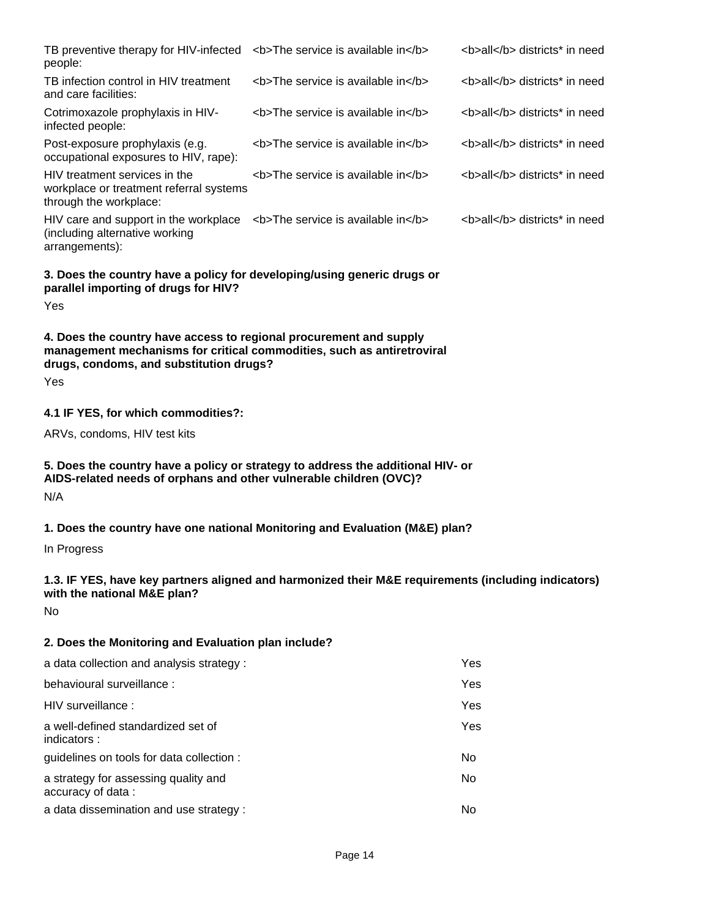| | | |
|---|---|---|
| TB preventive therapy for HIV-infected people: | <b>The service is available in</b> | <b>all</b> districts* in need |
| TB infection control in HIV treatment and care facilities: | <b>The service is available in</b> | <b>all</b> districts* in need |
| Cotrimoxazole prophylaxis in HIV-infected people: | <b>The service is available in</b> | <b>all</b> districts* in need |
| Post-exposure prophylaxis (e.g. occupational exposures to HIV, rape): | <b>The service is available in</b> | <b>all</b> districts* in need |
| HIV treatment services in the workplace or treatment referral systems through the workplace: | <b>The service is available in</b> | <b>all</b> districts* in need |
| HIV care and support in the workplace (including alternative working arrangements): | <b>The service is available in</b> | <b>all</b> districts* in need |

**3. Does the country have a policy for developing/using generic drugs or parallel importing of drugs for HIV?**

Yes

**4. Does the country have access to regional procurement and supply management mechanisms for critical commodities, such as antiretroviral drugs, condoms, and substitution drugs?**

Yes

**4.1 IF YES, for which commodities?:**

ARVs, condoms, HIV test kits

**5. Does the country have a policy or strategy to address the additional HIV- or AIDS-related needs of orphans and other vulnerable children (OVC)?**

N/A

**1. Does the country have one national Monitoring and Evaluation (M&E) plan?**

In Progress

**1.3. IF YES, have key partners aligned and harmonized their M&E requirements (including indicators) with the national M&E plan?**

No

**2. Does the Monitoring and Evaluation plan include?**

| | |
|---|---|
| a data collection and analysis strategy : | Yes |
| behavioural surveillance : | Yes |
| HIV surveillance : | Yes |
| a well-defined standardized set of indicators : | Yes |
| guidelines on tools for data collection : | No |
| a strategy for assessing quality and accuracy of data : | No |
| a data dissemination and use strategy : | No |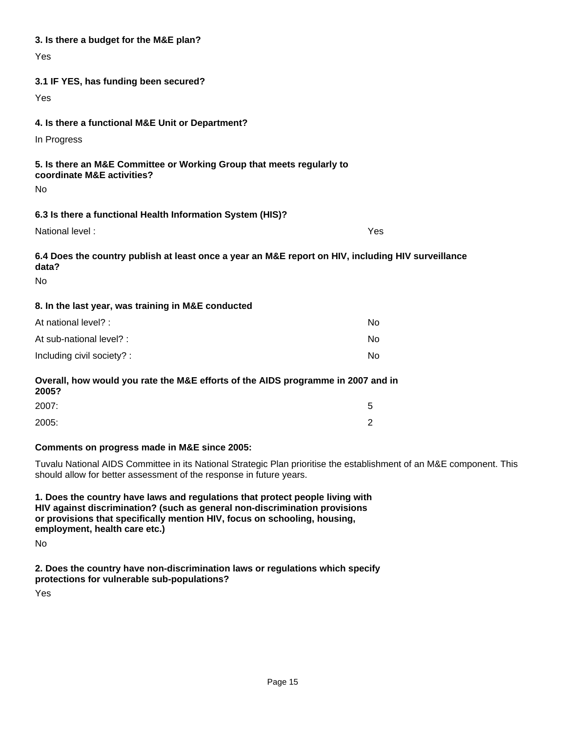**3. Is there a budget for the M&E plan?**

Yes

**3.1 IF YES, has funding been secured?**

Yes

**4. Is there a functional M&E Unit or Department?**

In Progress

**5. Is there an M&E Committee or Working Group that meets regularly to coordinate M&E activities?**

No

**6.3 Is there a functional Health Information System (HIS)?**

| | |
|---|---|
| National level : | Yes |

**6.4 Does the country publish at least once a year an M&E report on HIV, including HIV surveillance data?**

No

**8. In the last year, was training in M&E conducted**

| | |
|---|---|
| At national level? : | No |
| At sub-national level? : | No |
| Including civil society? : | No |

**Overall, how would you rate the M&E efforts of the AIDS programme in 2007 and in 2005?**

| | |
|---|---|
| 2007: | 5 |
| 2005: | 2 |

**Comments on progress made in M&E since 2005:**

Tuvalu National AIDS Committee in its National Strategic Plan prioritise the establishment of an M&E component. This should allow for better assessment of the response in future years.

**1. Does the country have laws and regulations that protect people living with HIV against discrimination? (such as general non-discrimination provisions or provisions that specifically mention HIV, focus on schooling, housing, employment, health care etc.)**

No

**2. Does the country have non-discrimination laws or regulations which specify protections for vulnerable sub-populations?**

Yes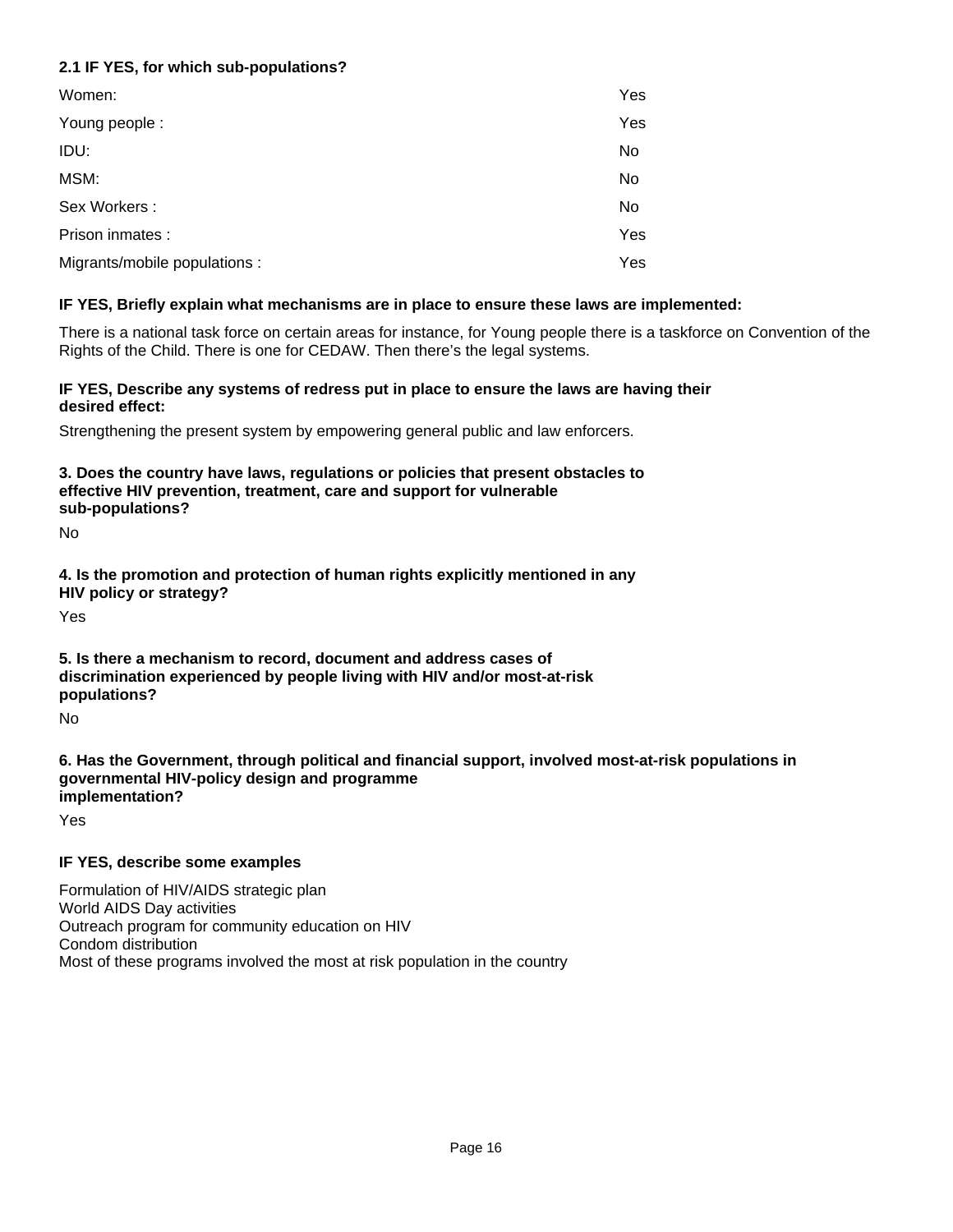**2.1 IF YES, for which sub-populations?**

| | |
|---|---|
| Women: | Yes |
| Young people : | Yes |
| IDU: | No |
| MSM: | No |
| Sex Workers : | No |
| Prison inmates : | Yes |
| Migrants/mobile populations : | Yes |

**IF YES, Briefly explain what mechanisms are in place to ensure these laws are implemented:**

There is a national task force on certain areas for instance, for Young people there is a taskforce on Convention of the Rights of the Child. There is one for CEDAW. Then there's the legal systems.

**IF YES, Describe any systems of redress put in place to ensure the laws are having their desired effect:**

Strengthening the present system by empowering general public and law enforcers.

**3. Does the country have laws, regulations or policies that present obstacles to effective HIV prevention, treatment, care and support for vulnerable sub-populations?**

No

**4. Is the promotion and protection of human rights explicitly mentioned in any HIV policy or strategy?**

Yes

**5. Is there a mechanism to record, document and address cases of discrimination experienced by people living with HIV and/or most-at-risk populations?**

No

**6. Has the Government, through political and financial support, involved most-at-risk populations in governmental HIV-policy design and programme implementation?**

Yes

**IF YES, describe some examples**

Formulation of HIV/AIDS strategic plan
World AIDS Day activities
Outreach program for community education on HIV
Condom distribution
Most of these programs involved the most at risk population in the country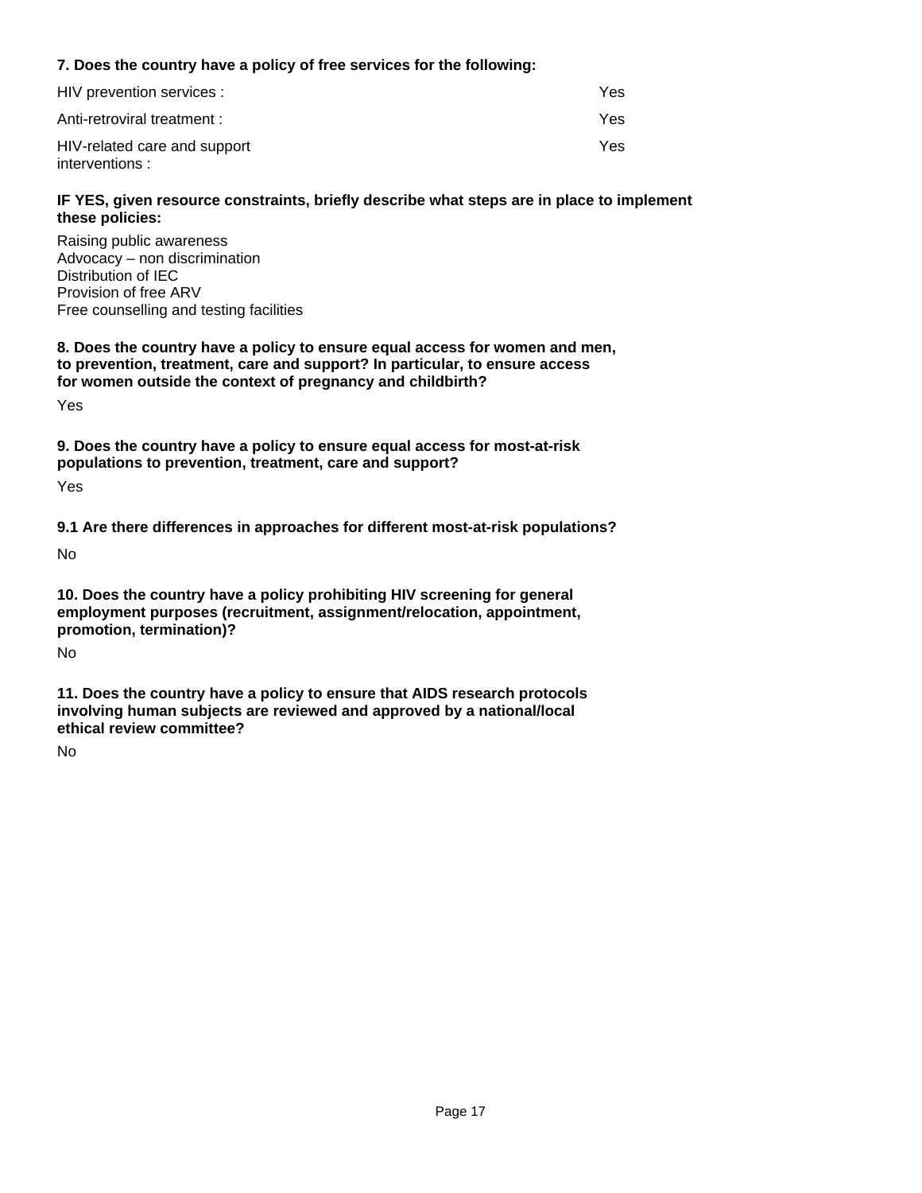**7. Does the country have a policy of free services for the following:**

| | |
|---|---|
| HIV prevention services : | Yes |
| Anti-retroviral treatment : | Yes |
| HIV-related care and support interventions : | Yes |

**IF YES, given resource constraints, briefly describe what steps are in place to implement these policies:**

Raising public awareness
Advocacy – non discrimination
Distribution of IEC
Provision of free ARV
Free counselling and testing facilities

**8. Does the country have a policy to ensure equal access for women and men, to prevention, treatment, care and support? In particular, to ensure access for women outside the context of pregnancy and childbirth?**

Yes

**9. Does the country have a policy to ensure equal access for most-at-risk populations to prevention, treatment, care and support?**

Yes

**9.1 Are there differences in approaches for different most-at-risk populations?**

No

**10. Does the country have a policy prohibiting HIV screening for general employment purposes (recruitment, assignment/relocation, appointment, promotion, termination)?**

No

**11. Does the country have a policy to ensure that AIDS research protocols involving human subjects are reviewed and approved by a national/local ethical review committee?**

No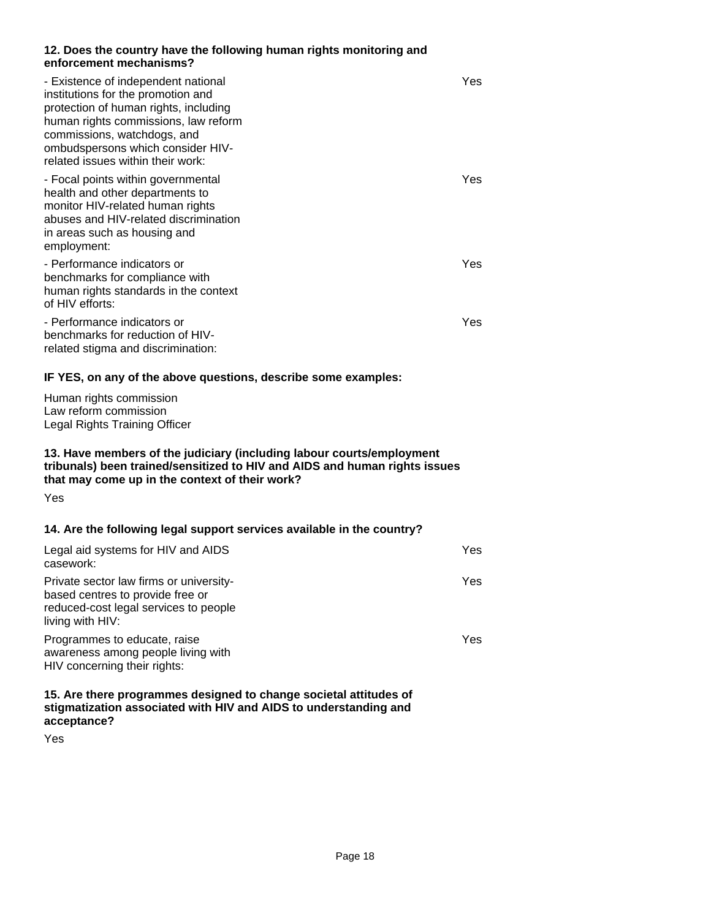**12. Does the country have the following human rights monitoring and enforcement mechanisms?**

| | |
|---|---|
| - Existence of independent national institutions for the promotion and protection of human rights, including human rights commissions, law reform commissions, watchdogs, and ombudspersons which consider HIV-related issues within their work: | Yes |
| - Focal points within governmental health and other departments to monitor HIV-related human rights abuses and HIV-related discrimination in areas such as housing and employment: | Yes |
| - Performance indicators or benchmarks for compliance with human rights standards in the context of HIV efforts: | Yes |
| - Performance indicators or benchmarks for reduction of HIV-related stigma and discrimination: | Yes |

**IF YES, on any of the above questions, describe some examples:**

Human rights commission
Law reform commission
Legal Rights Training Officer

**13. Have members of the judiciary (including labour courts/employment tribunals) been trained/sensitized to HIV and AIDS and human rights issues that may come up in the context of their work?**

Yes

**14. Are the following legal support services available in the country?**

| | |
|---|---|
| Legal aid systems for HIV and AIDS casework: | Yes |
| Private sector law firms or university-based centres to provide free or reduced-cost legal services to people living with HIV: | Yes |
| Programmes to educate, raise awareness among people living with HIV concerning their rights: | Yes |

**15. Are there programmes designed to change societal attitudes of stigmatization associated with HIV and AIDS to understanding and acceptance?**

Yes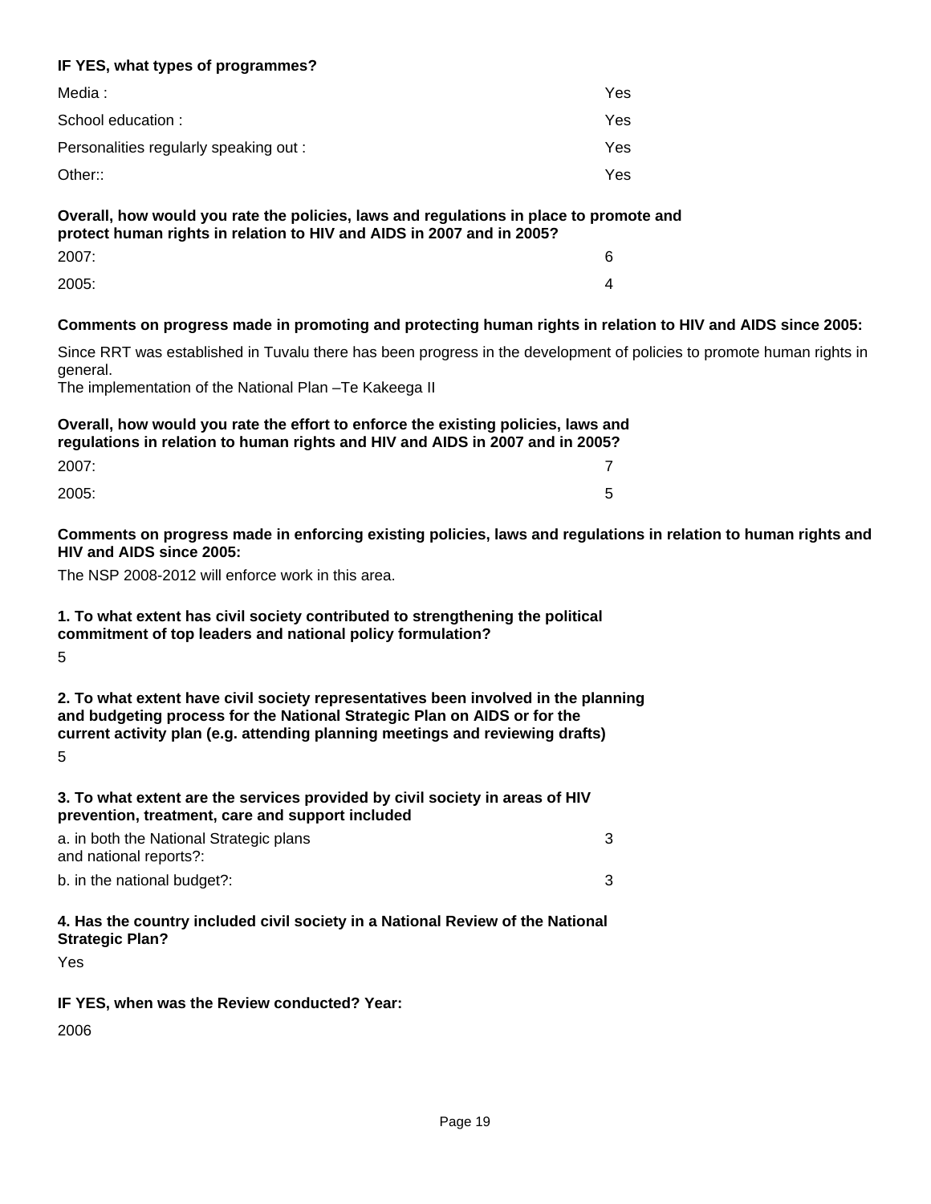**IF YES, what types of programmes?**

| | |
|---|---|
| Media : | Yes |
| School education : | Yes |
| Personalities regularly speaking out : | Yes |
| Other:: | Yes |

**Overall, how would you rate the policies, laws and regulations in place to promote and protect human rights in relation to HIV and AIDS in 2007 and in 2005?**

| | |
|---|---|
| 2007: | 6 |
| 2005: | 4 |

**Comments on progress made in promoting and protecting human rights in relation to HIV and AIDS since 2005:**

Since RRT was established in Tuvalu there has been progress in the development of policies to promote human rights in general.
The implementation of the National Plan –Te Kakeega II

**Overall, how would you rate the effort to enforce the existing policies, laws and regulations in relation to human rights and HIV and AIDS in 2007 and in 2005?**

| | |
|---|---|
| 2007: | 7 |
| 2005: | 5 |

**Comments on progress made in enforcing existing policies, laws and regulations in relation to human rights and HIV and AIDS since 2005:**

The NSP 2008-2012 will enforce work in this area.

**1. To what extent has civil society contributed to strengthening the political commitment of top leaders and national policy formulation?**

5

**2. To what extent have civil society representatives been involved in the planning and budgeting process for the National Strategic Plan on AIDS or for the current activity plan (e.g. attending planning meetings and reviewing drafts)**

5

**3. To what extent are the services provided by civil society in areas of HIV prevention, treatment, care and support included**

| | |
|---|---|
| a. in both the National Strategic plans and national reports?: | 3 |
| b. in the national budget?: | 3 |

**4. Has the country included civil society in a National Review of the National Strategic Plan?**

Yes

**IF YES, when was the Review conducted? Year:**

2006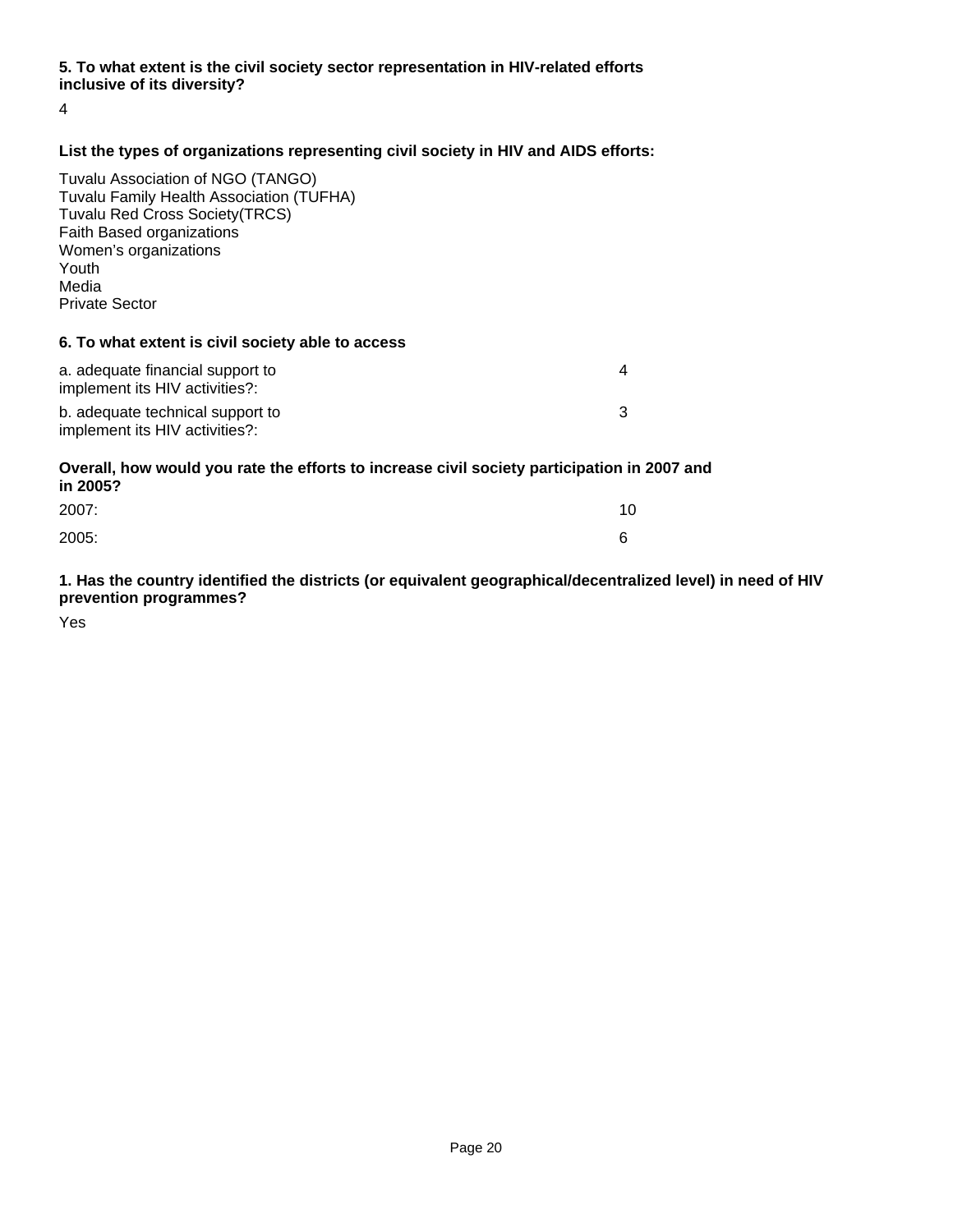**5. To what extent is the civil society sector representation in HIV-related efforts inclusive of its diversity?**

4

**List the types of organizations representing civil society in HIV and AIDS efforts:**

Tuvalu Association of NGO (TANGO)
Tuvalu Family Health Association (TUFHA)
Tuvalu Red Cross Society(TRCS)
Faith Based organizations
Women's organizations
Youth
Media
Private Sector

**6. To what extent is civil society able to access**

| | |
|---|---|
| a. adequate financial support to implement its HIV activities?: | 4 |
| b. adequate technical support to implement its HIV activities?: | 3 |

**Overall, how would you rate the efforts to increase civil society participation in 2007 and in 2005?**

| | |
|---|---|
| 2007: | 10 |
| 2005: | 6 |

**1. Has the country identified the districts (or equivalent geographical/decentralized level) in need of HIV prevention programmes?**

Yes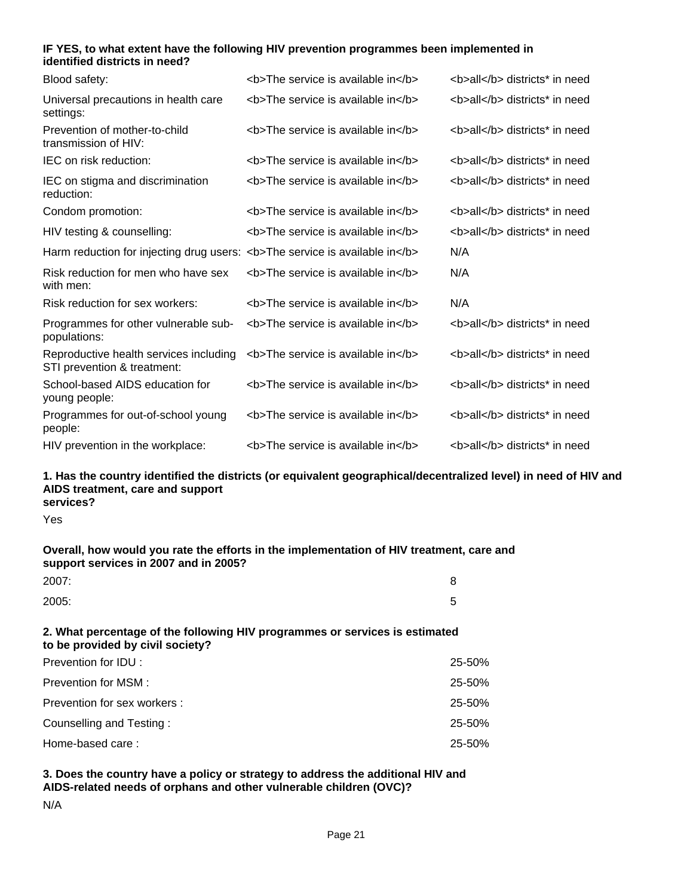**IF YES, to what extent have the following HIV prevention programmes been implemented in identified districts in need?**

| | | |
|---|---|---|
| Blood safety: | <b>The service is available in</b> | <b>all</b> districts* in need |
| Universal precautions in health care settings: | <b>The service is available in</b> | <b>all</b> districts* in need |
| Prevention of mother-to-child transmission of HIV: | <b>The service is available in</b> | <b>all</b> districts* in need |
| IEC on risk reduction: | <b>The service is available in</b> | <b>all</b> districts* in need |
| IEC on stigma and discrimination reduction: | <b>The service is available in</b> | <b>all</b> districts* in need |
| Condom promotion: | <b>The service is available in</b> | <b>all</b> districts* in need |
| HIV testing & counselling: | <b>The service is available in</b> | <b>all</b> districts* in need |
| Harm reduction for injecting drug users: | <b>The service is available in</b> | N/A |
| Risk reduction for men who have sex with men: | <b>The service is available in</b> | N/A |
| Risk reduction for sex workers: | <b>The service is available in</b> | N/A |
| Programmes for other vulnerable sub-populations: | <b>The service is available in</b> | <b>all</b> districts* in need |
| Reproductive health services including STI prevention & treatment: | <b>The service is available in</b> | <b>all</b> districts* in need |
| School-based AIDS education for young people: | <b>The service is available in</b> | <b>all</b> districts* in need |
| Programmes for out-of-school young people: | <b>The service is available in</b> | <b>all</b> districts* in need |
| HIV prevention in the workplace: | <b>The service is available in</b> | <b>all</b> districts* in need |

**1. Has the country identified the districts (or equivalent geographical/decentralized level) in need of HIV and AIDS treatment, care and support services?**

Yes

**Overall, how would you rate the efforts in the implementation of HIV treatment, care and support services in 2007 and in 2005?**

| | |
|---|---|
| 2007: | 8 |
| 2005: | 5 |

**2. What percentage of the following HIV programmes or services is estimated to be provided by civil society?**

| | |
|---|---|
| Prevention for IDU : | 25-50% |
| Prevention for MSM : | 25-50% |
| Prevention for sex workers : | 25-50% |
| Counselling and Testing : | 25-50% |
| Home-based care : | 25-50% |

**3. Does the country have a policy or strategy to address the additional HIV and AIDS-related needs of orphans and other vulnerable children (OVC)?**

N/A